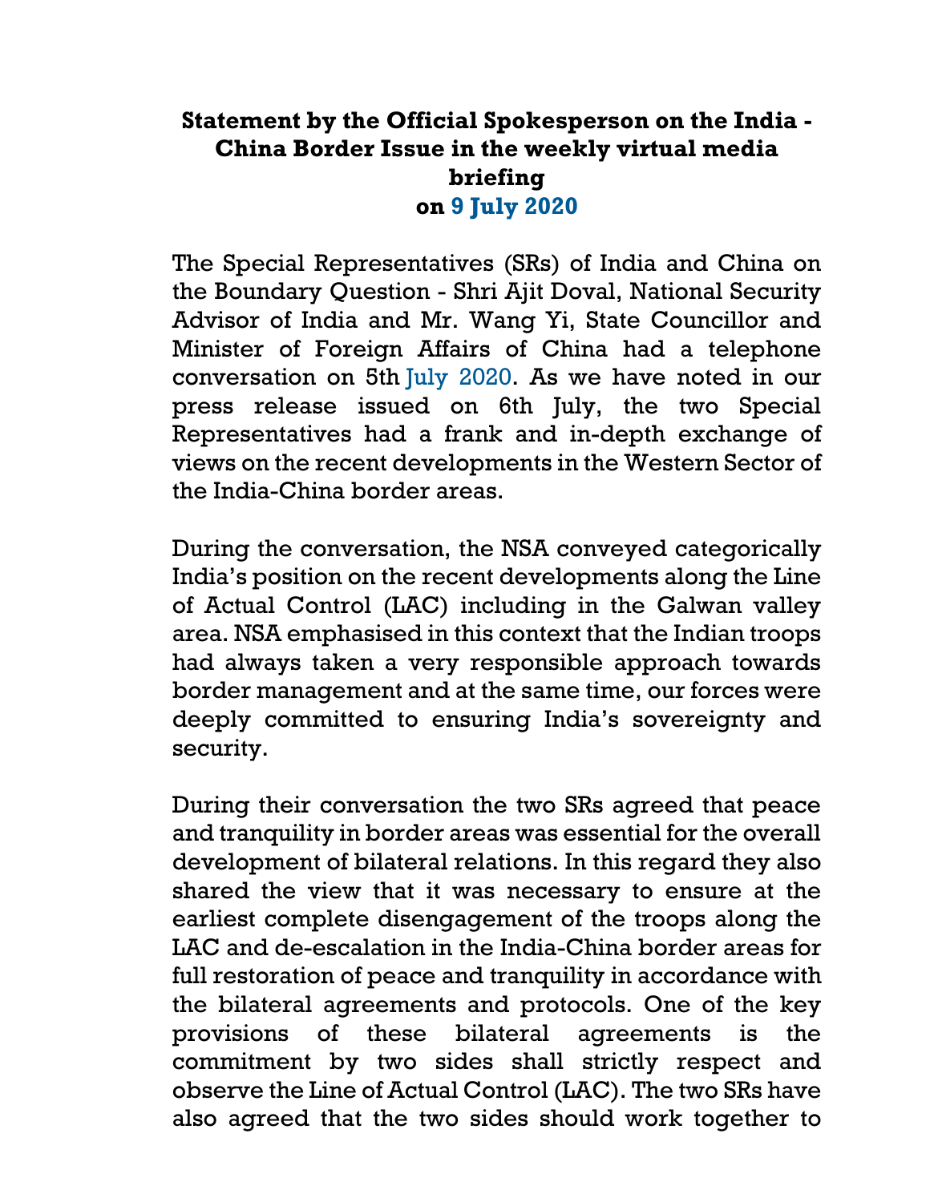# Statement by the Official Spokesperson on the India - China Border Issue in the weekly virtual media briefing on 9 July 2020

The Special Representatives (SRs) of India and China on the Boundary Question - Shri Ajit Doval, National Security Advisor of India and Mr. Wang Yi, State Councillor and Minister of Foreign Affairs of China had a telephone conversation on 5th July 2020. As we have noted in our press release issued on 6th July, the two Special Representatives had a frank and in-depth exchange of views on the recent developments in the Western Sector of the India-China border areas.

During the conversation, the NSA conveyed categorically India's position on the recent developments along the Line of Actual Control (LAC) including in the Galwan valley area. NSA emphasised in this context that the Indian troops had always taken a very responsible approach towards border management and at the same time, our forces were deeply committed to ensuring India's sovereignty and security.

During their conversation the two SRs agreed that peace and tranquility in border areas was essential for the overall development of bilateral relations. In this regard they also shared the view that it was necessary to ensure at the earliest complete disengagement of the troops along the LAC and de-escalation in the India-China border areas for full restoration of peace and tranquility in accordance with the bilateral agreements and protocols. One of the key provisions of these bilateral agreements is the commitment by two sides shall strictly respect and observe the Line of Actual Control (LAC). The two SRs have also agreed that the two sides should work together to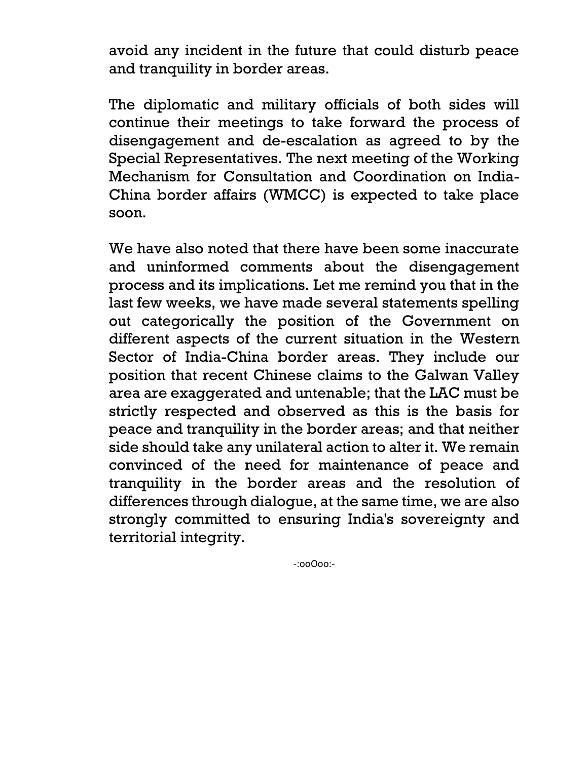avoid any incident in the future that could disturb peace and tranquility in border areas.

The diplomatic and military officials of both sides will continue their meetings to take forward the process of disengagement and de-escalation as agreed to by the Special Representatives. The next meeting of the Working Mechanism for Consultation and Coordination on India-China border affairs (WMCC) is expected to take place soon.

We have also noted that there have been some inaccurate and uninformed comments about the disengagement process and its implications. Let me remind you that in the last few weeks, we have made several statements spelling out categorically the position of the Government on different aspects of the current situation in the Western Sector of India-China border areas. They include our position that recent Chinese claims to the Galwan Valley area are exaggerated and untenable; that the LAC must be strictly respected and observed as this is the basis for peace and tranquility in the border areas; and that neither side should take any unilateral action to alter it. We remain convinced of the need for maintenance of peace and tranquility in the border areas and the resolution of differences through dialogue, at the same time, we are also strongly committed to ensuring India's sovereignty and territorial integrity.

-:ooOoo:-